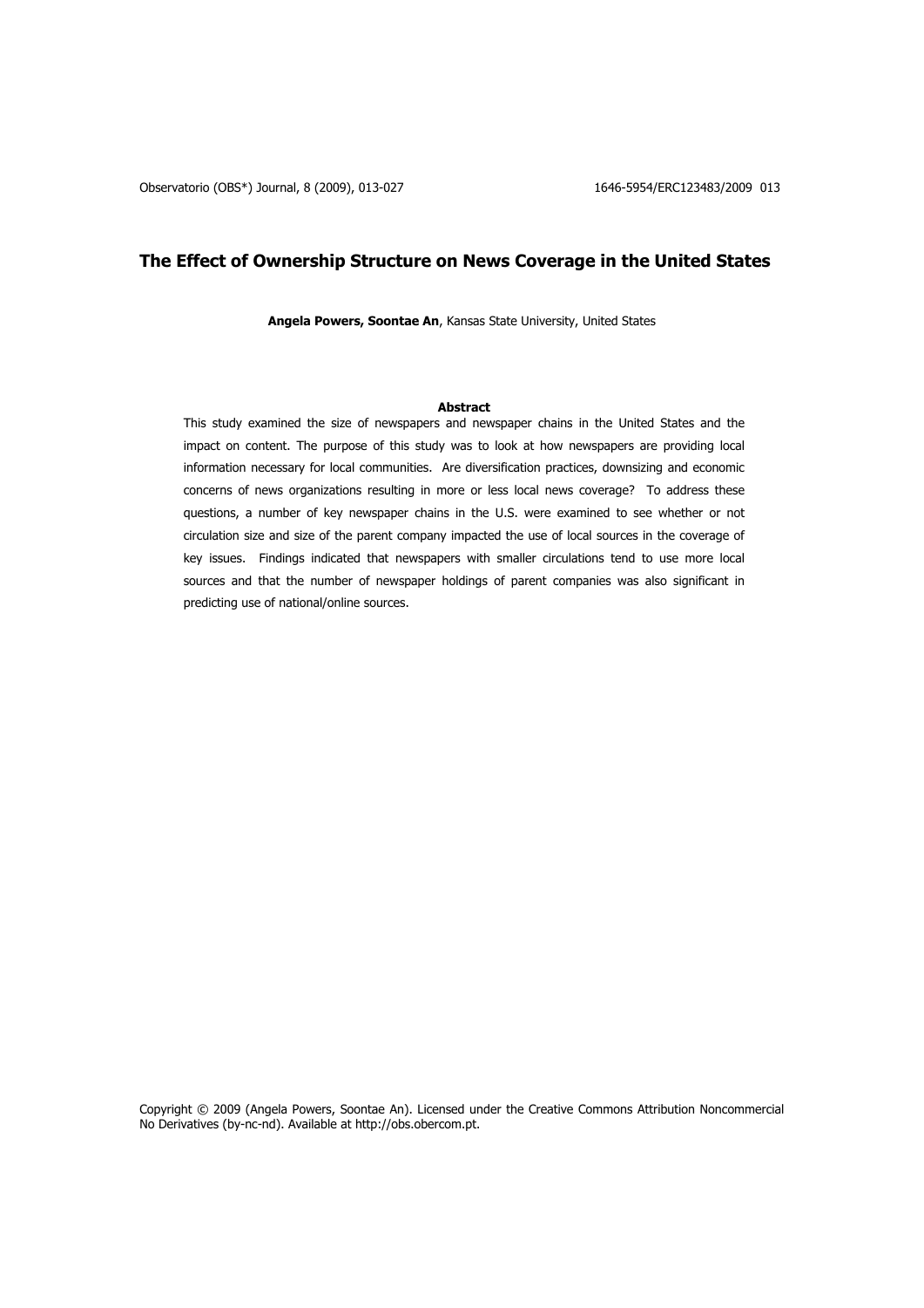# The Effect of Ownership Structure on News Coverage in the United States

**Angela Powers, Soontae An**, Kansas State University, United States

**Abstract**

This study examined the size of newspapers and newspaper chains in the United States and the impact on content. The purpose of this study was to look at how newspapers are providing local information necessary for local communities. Are diversification practices, downsizing and economic concerns of news organizations resulting in more or less local news coverage? To address these questions, a number of key newspaper chains in the U.S. were examined to see whether or not circulation size and size of the parent company impacted the use of local sources in the coverage of key issues. Findings indicated that newspapers with smaller circulations tend to use more local sources and that the number of newspaper holdings of parent companies was also significant in predicting use of national/online sources.

Copyright © 2009 (Angela Powers, Soontae An). Licensed under the Creative Commons Attribution Noncommercial No Derivatives (by-nc-nd). Available at http://obs.obercom.pt.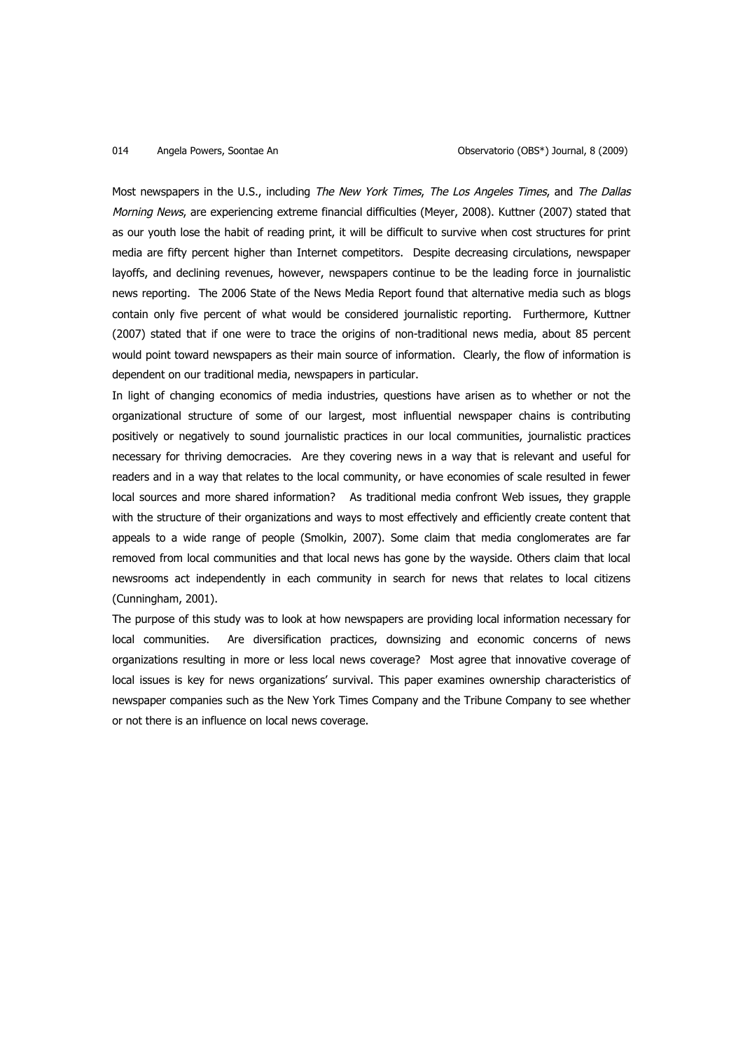Most newspapers in the U.S., including *The New York Times*, *The Los Angeles Times*, and *The Dallas Morning News*, are experiencing extreme financial difficulties (Meyer, 2008). Kuttner (2007) stated that as our youth lose the habit of reading print, it will be difficult to survive when cost structures for print media are fifty percent higher than Internet competitors. Despite decreasing circulations, newspaper layoffs, and declining revenues, however, newspapers continue to be the leading force in journalistic news reporting. The 2006 State of the News Media Report found that alternative media such as blogs contain only five percent of what would be considered journalistic reporting. Furthermore, Kuttner (2007) stated that if one were to trace the origins of non-traditional news media, about 85 percent would point toward newspapers as their main source of information. Clearly, the flow of information is dependent on our traditional media, newspapers in particular.

In light of changing economics of media industries, questions have arisen as to whether or not the organizational structure of some of our largest, most influential newspaper chains is contributing positively or negatively to sound journalistic practices in our local communities, journalistic practices necessary for thriving democracies. Are they covering news in a way that is relevant and useful for readers and in a way that relates to the local community, or have economies of scale resulted in fewer local sources and more shared information? As traditional media confront Web issues, they grapple with the structure of their organizations and ways to most effectively and efficiently create content that appeals to a wide range of people (Smolkin, 2007). Some claim that media conglomerates are far removed from local communities and that local news has gone by the wayside. Others claim that local newsrooms act independently in each community in search for news that relates to local citizens (Cunningham, 2001).

The purpose of this study was to look at how newspapers are providing local information necessary for local communities. Are diversification practices, downsizing and economic concerns of news organizations resulting in more or less local news coverage? Most agree that innovative coverage of local issues is key for news organizations' survival. This paper examines ownership characteristics of newspaper companies such as the New York Times Company and the Tribune Company to see whether or not there is an influence on local news coverage.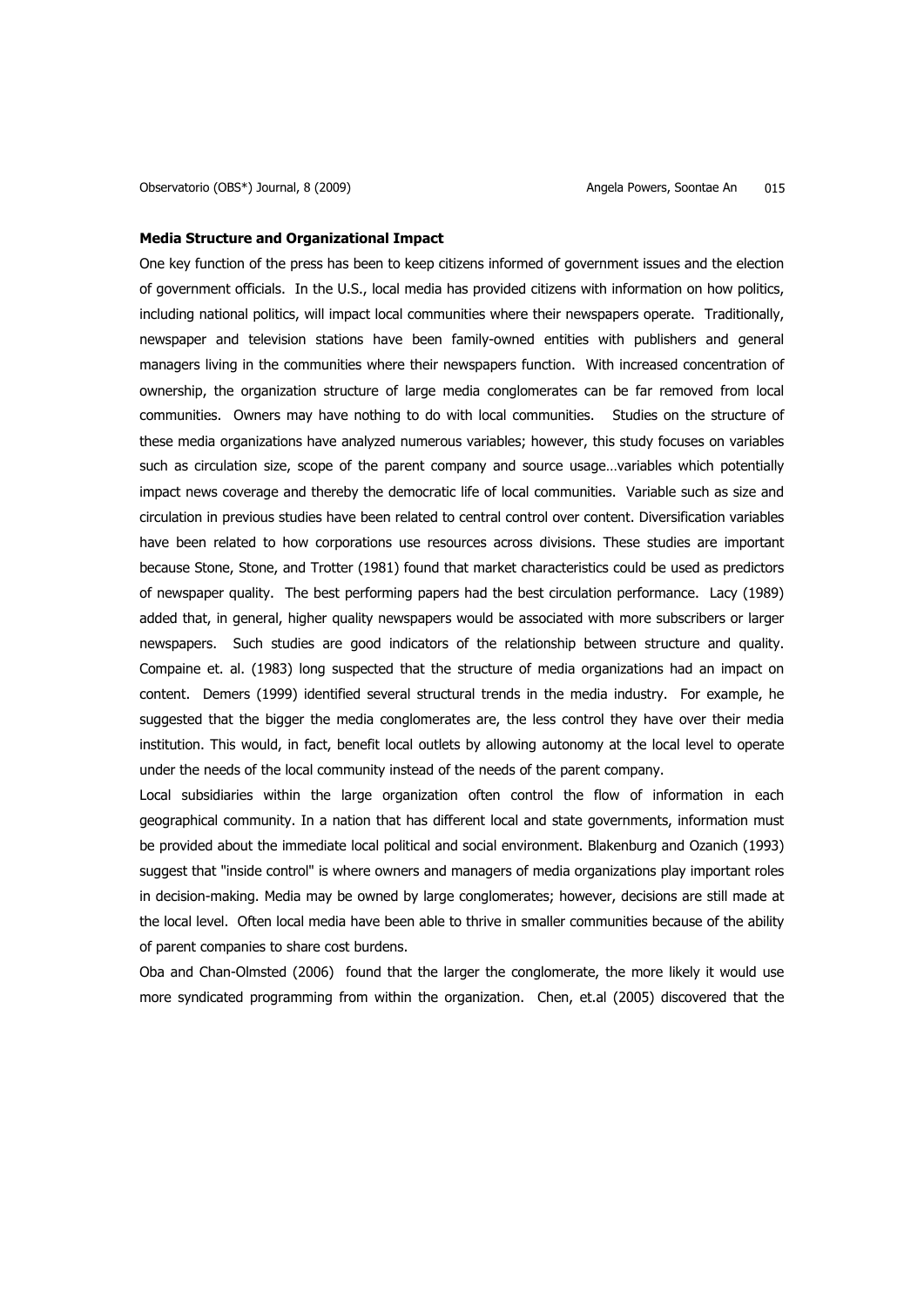**Media Structure and Organizational Impact**

One key function of the press has been to keep citizens informed of government issues and the election of government officials. In the U.S., local media has provided citizens with information on how politics, including national politics, will impact local communities where their newspapers operate. Traditionally, newspaper and television stations have been family-owned entities with publishers and general managers living in the communities where their newspapers function. With increased concentration of ownership, the organization structure of large media conglomerates can be far removed from local communities. Owners may have nothing to do with local communities. Studies on the structure of these media organizations have analyzed numerous variables; however, this study focuses on variables such as circulation size, scope of the parent company and source usage…variables which potentially impact news coverage and thereby the democratic life of local communities. Variable such as size and circulation in previous studies have been related to central control over content. Diversification variables have been related to how corporations use resources across divisions. These studies are important because Stone, Stone, and Trotter (1981) found that market characteristics could be used as predictors of newspaper quality. The best performing papers had the best circulation performance. Lacy (1989) added that, in general, higher quality newspapers would be associated with more subscribers or larger newspapers. Such studies are good indicators of the relationship between structure and quality. Compaine et. al. (1983) long suspected that the structure of media organizations had an impact on content. Demers (1999) identified several structural trends in the media industry. For example, he suggested that the bigger the media conglomerates are, the less control they have over their media institution. This would, in fact, benefit local outlets by allowing autonomy at the local level to operate under the needs of the local community instead of the needs of the parent company.

Local subsidiaries within the large organization often control the flow of information in each geographical community. In a nation that has different local and state governments, information must be provided about the immediate local political and social environment. Blakenburg and Ozanich (1993) suggest that "inside control" is where owners and managers of media organizations play important roles in decision-making. Media may be owned by large conglomerates; however, decisions are still made at the local level. Often local media have been able to thrive in smaller communities because of the ability of parent companies to share cost burdens.

Oba and Chan-Olmsted (2006) found that the larger the conglomerate, the more likely it would use more syndicated programming from within the organization. Chen, et.al (2005) discovered that the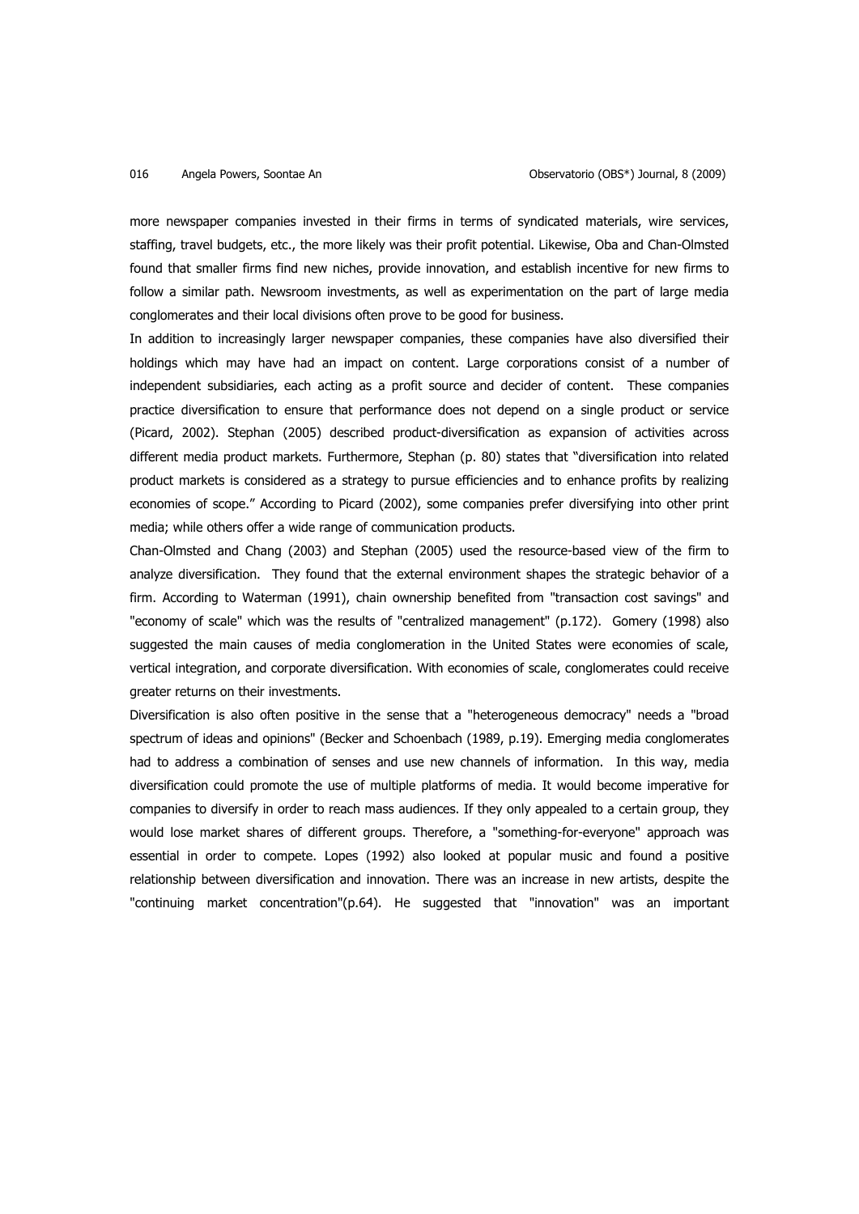more newspaper companies invested in their firms in terms of syndicated materials, wire services, staffing, travel budgets, etc., the more likely was their profit potential. Likewise, Oba and Chan-Olmsted found that smaller firms find new niches, provide innovation, and establish incentive for new firms to follow a similar path. Newsroom investments, as well as experimentation on the part of large media conglomerates and their local divisions often prove to be good for business.

In addition to increasingly larger newspaper companies, these companies have also diversified their holdings which may have had an impact on content. Large corporations consist of a number of independent subsidiaries, each acting as a profit source and decider of content. These companies practice diversification to ensure that performance does not depend on a single product or service (Picard, 2002). Stephan (2005) described product-diversification as expansion of activities across different media product markets. Furthermore, Stephan (p. 80) states that "diversification into related product markets is considered as a strategy to pursue efficiencies and to enhance profits by realizing economies of scope." According to Picard (2002), some companies prefer diversifying into other print media; while others offer a wide range of communication products.

Chan-Olmsted and Chang (2003) and Stephan (2005) used the resource-based view of the firm to analyze diversification. They found that the external environment shapes the strategic behavior of a firm. According to Waterman (1991), chain ownership benefited from "transaction cost savings" and "economy of scale" which was the results of "centralized management" (p.172). Gomery (1998) also suggested the main causes of media conglomeration in the United States were economies of scale, vertical integration, and corporate diversification. With economies of scale, conglomerates could receive greater returns on their investments.

Diversification is also often positive in the sense that a "heterogeneous democracy" needs a "broad spectrum of ideas and opinions" (Becker and Schoenbach (1989, p.19). Emerging media conglomerates had to address a combination of senses and use new channels of information. In this way, media diversification could promote the use of multiple platforms of media. It would become imperative for companies to diversify in order to reach mass audiences. If they only appealed to a certain group, they would lose market shares of different groups. Therefore, a "something-for-everyone" approach was essential in order to compete. Lopes (1992) also looked at popular music and found a positive relationship between diversification and innovation. There was an increase in new artists, despite the "continuing market concentration"(p.64). He suggested that "innovation" was an important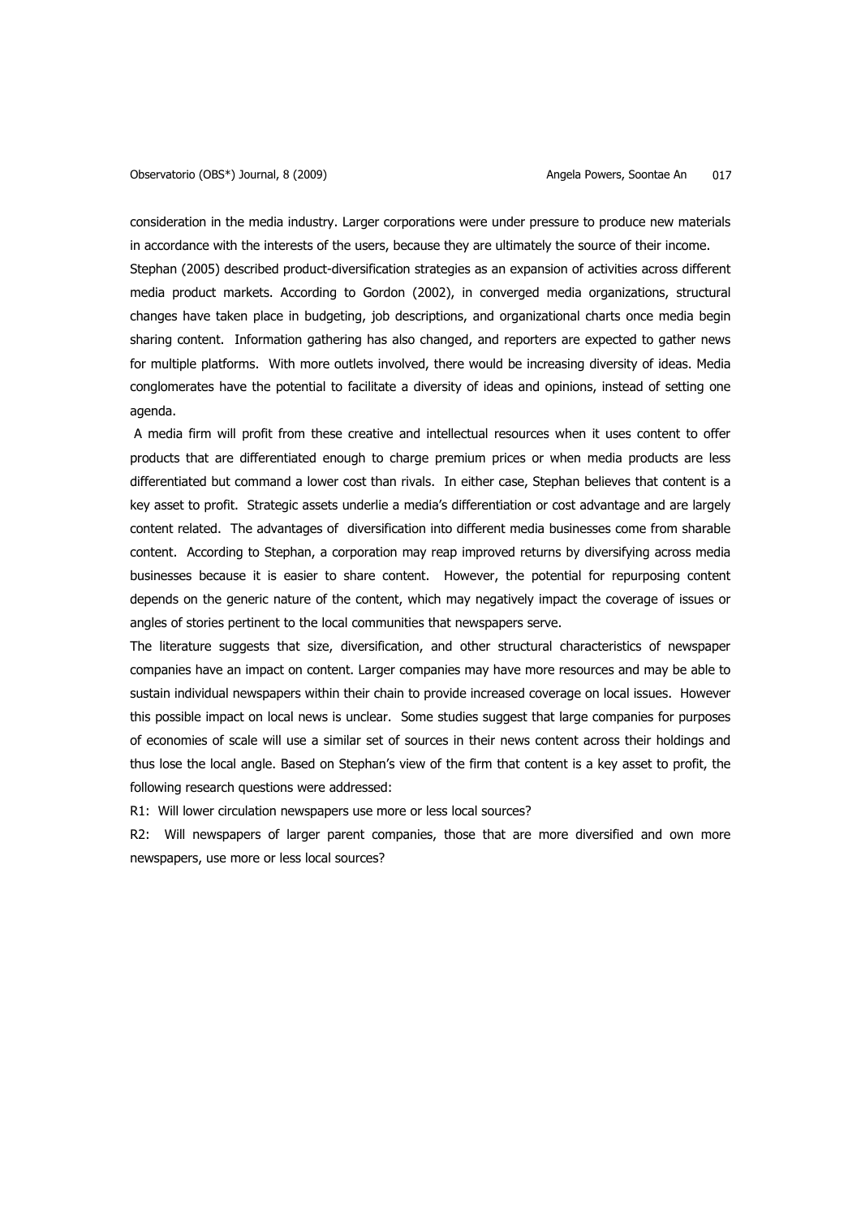consideration in the media industry. Larger corporations were under pressure to produce new materials in accordance with the interests of the users, because they are ultimately the source of their income.

Stephan (2005) described product-diversification strategies as an expansion of activities across different media product markets. According to Gordon (2002), in converged media organizations, structural changes have taken place in budgeting, job descriptions, and organizational charts once media begin sharing content. Information gathering has also changed, and reporters are expected to gather news for multiple platforms. With more outlets involved, there would be increasing diversity of ideas. Media conglomerates have the potential to facilitate a diversity of ideas and opinions, instead of setting one agenda.

A media firm will profit from these creative and intellectual resources when it uses content to offer products that are differentiated enough to charge premium prices or when media products are less differentiated but command a lower cost than rivals. In either case, Stephan believes that content is a key asset to profit. Strategic assets underlie a media's differentiation or cost advantage and are largely content related. The advantages of diversification into different media businesses come from sharable content. According to Stephan, a corporation may reap improved returns by diversifying across media businesses because it is easier to share content. However, the potential for repurposing content depends on the generic nature of the content, which may negatively impact the coverage of issues or angles of stories pertinent to the local communities that newspapers serve.

The literature suggests that size, diversification, and other structural characteristics of newspaper companies have an impact on content. Larger companies may have more resources and may be able to sustain individual newspapers within their chain to provide increased coverage on local issues. However this possible impact on local news is unclear. Some studies suggest that large companies for purposes of economies of scale will use a similar set of sources in their news content across their holdings and thus lose the local angle. Based on Stephan's view of the firm that content is a key asset to profit, the following research questions were addressed:

R1: Will lower circulation newspapers use more or less local sources?

R2: Will newspapers of larger parent companies, those that are more diversified and own more newspapers, use more or less local sources?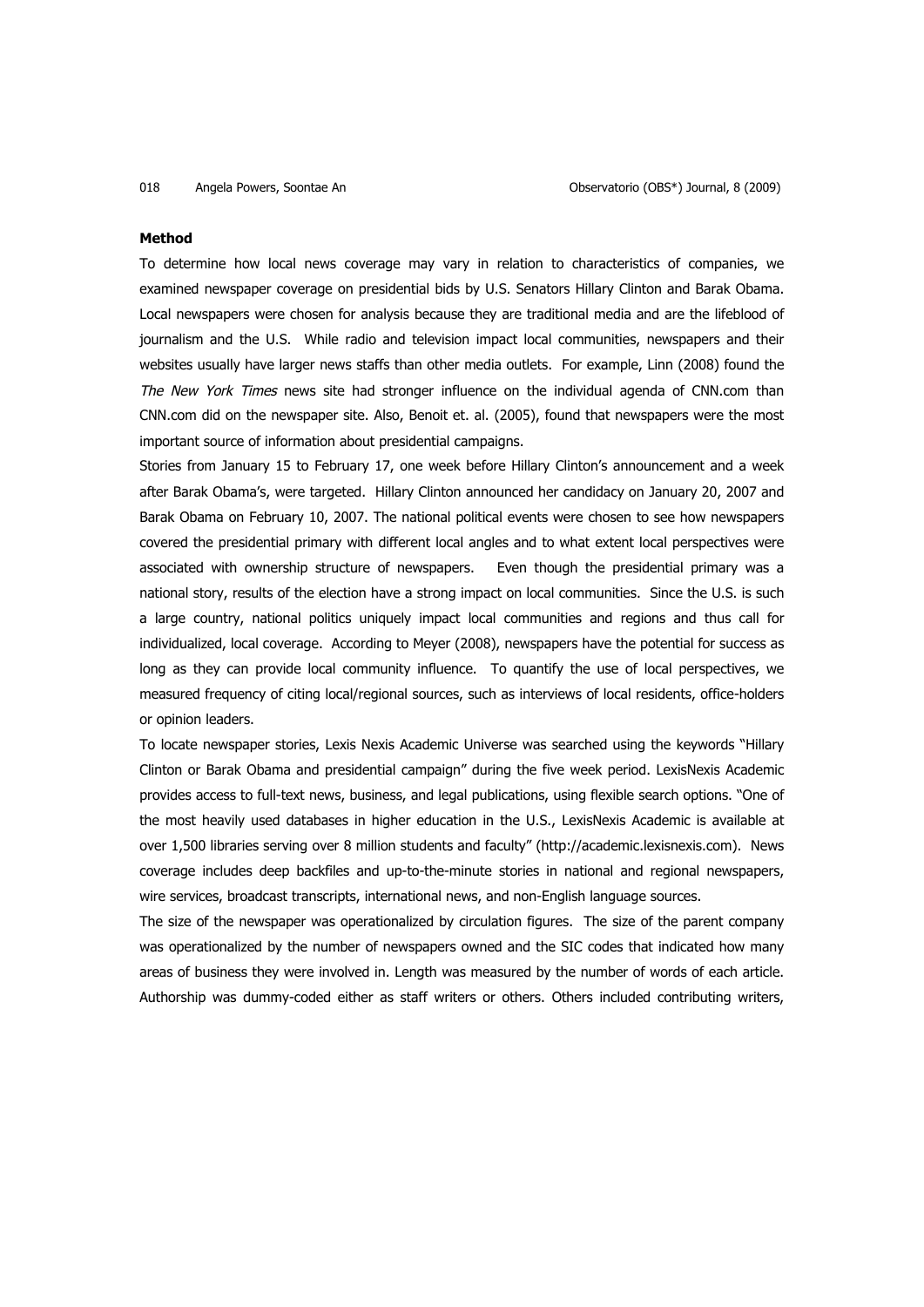**Method**

To determine how local news coverage may vary in relation to characteristics of companies, we examined newspaper coverage on presidential bids by U.S. Senators Hillary Clinton and Barak Obama. Local newspapers were chosen for analysis because they are traditional media and are the lifeblood of journalism and the U.S. While radio and television impact local communities, newspapers and their websites usually have larger news staffs than other media outlets. For example, Linn (2008) found the *The New York Times* news site had stronger influence on the individual agenda of CNN.com than CNN.com did on the newspaper site. Also, Benoit et. al. (2005), found that newspapers were the most important source of information about presidential campaigns.

Stories from January 15 to February 17, one week before Hillary Clinton's announcement and a week after Barak Obama's, were targeted. Hillary Clinton announced her candidacy on January 20, 2007 and Barak Obama on February 10, 2007. The national political events were chosen to see how newspapers covered the presidential primary with different local angles and to what extent local perspectives were associated with ownership structure of newspapers. Even though the presidential primary was a national story, results of the election have a strong impact on local communities. Since the U.S. is such a large country, national politics uniquely impact local communities and regions and thus call for individualized, local coverage. According to Meyer (2008), newspapers have the potential for success as long as they can provide local community influence. To quantify the use of local perspectives, we measured frequency of citing local/regional sources, such as interviews of local residents, office-holders or opinion leaders.

To locate newspaper stories, Lexis Nexis Academic Universe was searched using the keywords "Hillary Clinton or Barak Obama and presidential campaign" during the five week period. LexisNexis Academic provides access to full-text news, business, and legal publications, using flexible search options. "One of the most heavily used databases in higher education in the U.S., LexisNexis Academic is available at over 1,500 libraries serving over 8 million students and faculty" (http://academic.lexisnexis.com). News coverage includes deep backfiles and up-to-the-minute stories in national and regional newspapers, wire services, broadcast transcripts, international news, and non-English language sources.

The size of the newspaper was operationalized by circulation figures. The size of the parent company was operationalized by the number of newspapers owned and the SIC codes that indicated how many areas of business they were involved in. Length was measured by the number of words of each article. Authorship was dummy-coded either as staff writers or others. Others included contributing writers,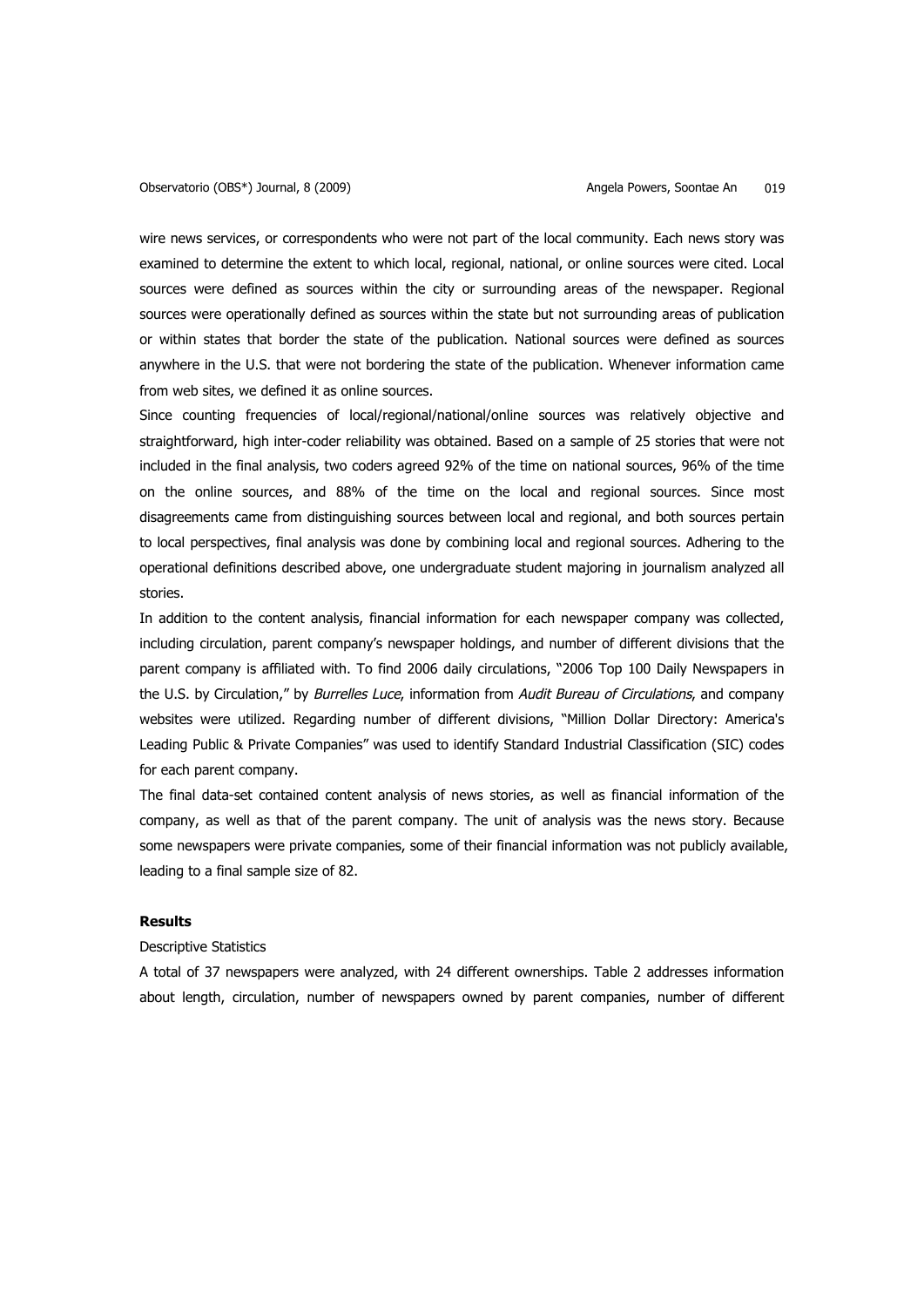wire news services, or correspondents who were not part of the local community. Each news story was examined to determine the extent to which local, regional, national, or online sources were cited. Local sources were defined as sources within the city or surrounding areas of the newspaper. Regional sources were operationally defined as sources within the state but not surrounding areas of publication or within states that border the state of the publication. National sources were defined as sources anywhere in the U.S. that were not bordering the state of the publication. Whenever information came from web sites, we defined it as online sources.

Since counting frequencies of local/regional/national/online sources was relatively objective and straightforward, high inter-coder reliability was obtained. Based on a sample of 25 stories that were not included in the final analysis, two coders agreed 92% of the time on national sources, 96% of the time on the online sources, and 88% of the time on the local and regional sources. Since most disagreements came from distinguishing sources between local and regional, and both sources pertain to local perspectives, final analysis was done by combining local and regional sources. Adhering to the operational definitions described above, one undergraduate student majoring in journalism analyzed all stories.

In addition to the content analysis, financial information for each newspaper company was collected, including circulation, parent company's newspaper holdings, and number of different divisions that the parent company is affiliated with. To find 2006 daily circulations, "2006 Top 100 Daily Newspapers in the U.S. by Circulation," by *Burrelles Luce*, information from *Audit Bureau of Circulations*, and company websites were utilized. Regarding number of different divisions, "Million Dollar Directory: America's Leading Public & Private Companies" was used to identify Standard Industrial Classification (SIC) codes for each parent company.

The final data-set contained content analysis of news stories, as well as financial information of the company, as well as that of the parent company. The unit of analysis was the news story. Because some newspapers were private companies, some of their financial information was not publicly available, leading to a final sample size of 82.

### Results

Descriptive Statistics

A total of 37 newspapers were analyzed, with 24 different ownerships. Table 2 addresses information about length, circulation, number of newspapers owned by parent companies, number of different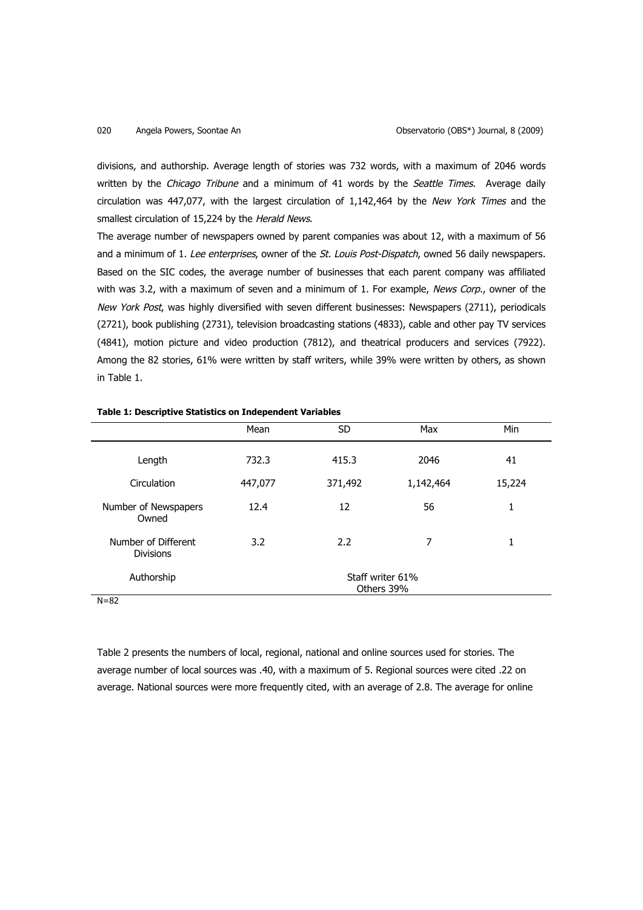divisions, and authorship. Average length of stories was 732 words, with a maximum of 2046 words written by the *Chicago Tribune* and a minimum of 41 words by the *Seattle Times*. Average daily circulation was 447,077, with the largest circulation of 1,142,464 by the *New York Times* and the smallest circulation of 15,224 by the *Herald News*.

The average number of newspapers owned by parent companies was about 12, with a maximum of 56 and a minimum of 1. *Lee enterprises*, owner of the *St. Louis Post-Dispatch*, owned 56 daily newspapers. Based on the SIC codes, the average number of businesses that each parent company was affiliated with was 3.2, with a maximum of seven and a minimum of 1. For example, *News Corp*., owner of the *New York Post*, was highly diversified with seven different businesses: Newspapers (2711), periodicals (2721), book publishing (2731), television broadcasting stations (4833), cable and other pay TV services (4841), motion picture and video production (7812), and theatrical producers and services (7922). Among the 82 stories, 61% were written by staff writers, while 39% were written by others, as shown in Table 1.

**Table 1: Descriptive Statistics on Independent Variables**

| | Mean | SD | Max | Min |
|---|---|---|---|---|
| Length | 732.3 | 415.3 | 2046 | 41 |
| Circulation | 447,077 | 371,492 | 1,142,464 | 15,224 |
| Number of Newspapers Owned | 12.4 | 12 | 56 | 1 |
| Number of Different Divisions | 3.2 | 2.2 | 7 | 1 |
| Authorship | Staff writer 61% Others 39% | | | |

N=82

Table 2 presents the numbers of local, regional, national and online sources used for stories. The average number of local sources was .40, with a maximum of 5. Regional sources were cited .22 on average. National sources were more frequently cited, with an average of 2.8. The average for online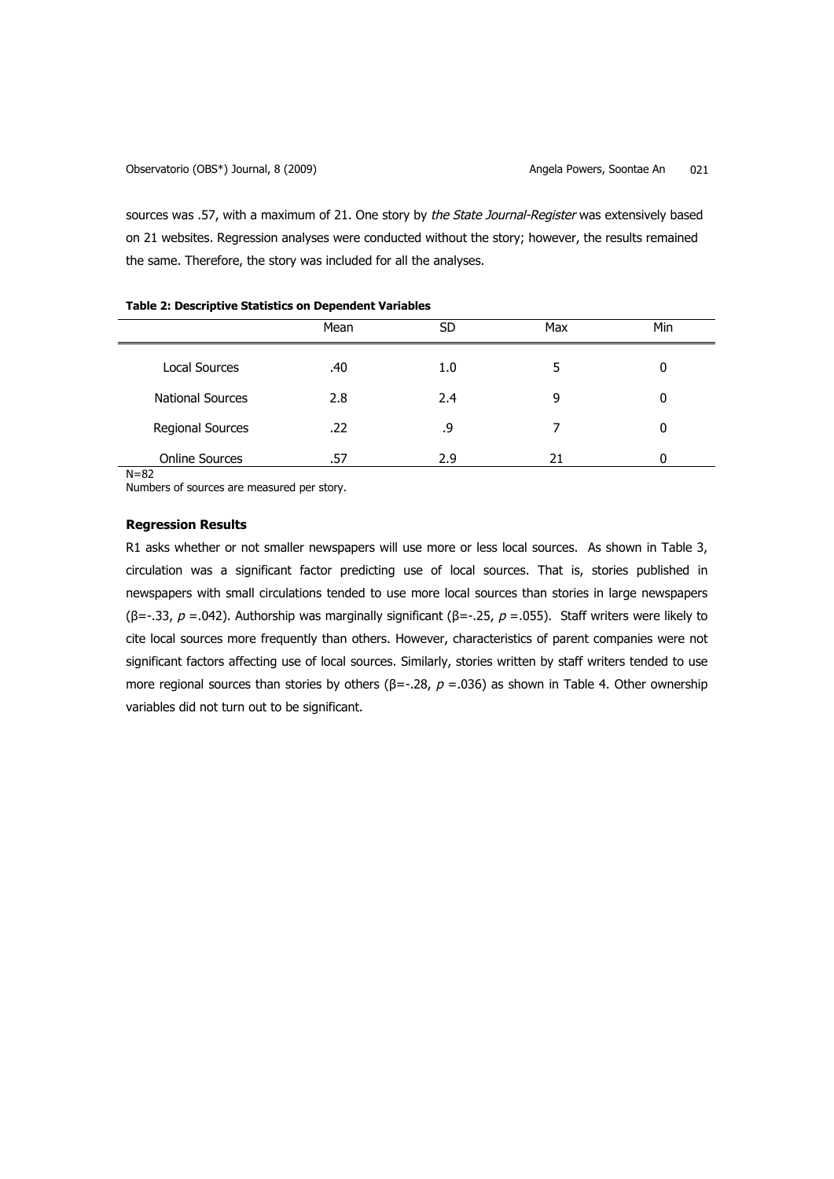sources was .57, with a maximum of 21. One story by *the State Journal-Register* was extensively based on 21 websites. Regression analyses were conducted without the story; however, the results remained the same. Therefore, the story was included for all the analyses.

**Table 2: Descriptive Statistics on Dependent Variables**

| | Mean | SD | Max | Min |
|---|---|---|---|---|
| Local Sources | .40 | 1.0 | 5 | 0 |
| National Sources | 2.8 | 2.4 | 9 | 0 |
| Regional Sources | .22 | .9 | 7 | 0 |
| Online Sources | .57 | 2.9 | 21 | 0 |

N=82

Numbers of sources are measured per story.

### Regression Results

R1 asks whether or not smaller newspapers will use more or less local sources. As shown in Table 3, circulation was a significant factor predicting use of local sources. That is, stories published in newspapers with small circulations tended to use more local sources than stories in large newspapers ($\beta$=-.33, $p$ =.042). Authorship was marginally significant ($\beta$=-.25, $p$ =.055). Staff writers were likely to cite local sources more frequently than others. However, characteristics of parent companies were not significant factors affecting use of local sources. Similarly, stories written by staff writers tended to use more regional sources than stories by others ($\beta$=-.28, $p$ =.036) as shown in Table 4. Other ownership variables did not turn out to be significant.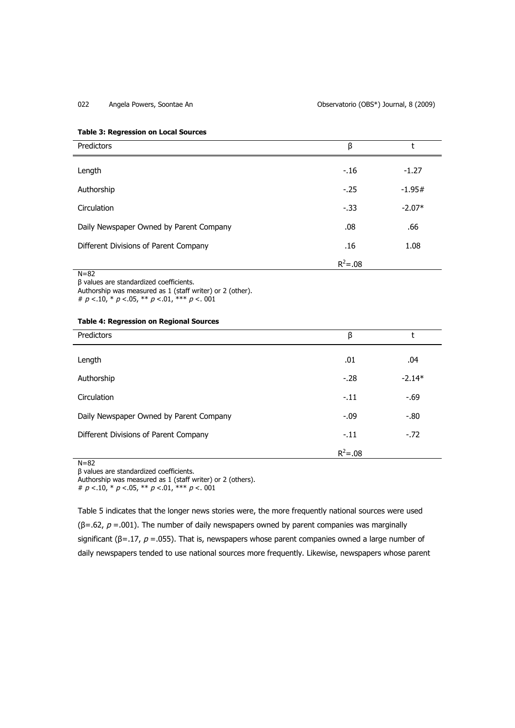**Table 3: Regression on Local Sources**

| Predictors | β | t |
|---|---|---|
| Length | -.16 | -1.27 |
| Authorship | -.25 | -1.95# |
| Circulation | -.33 | -2.07* |
| Daily Newspaper Owned by Parent Company | .08 | .66 |
| Different Divisions of Parent Company | .16 | 1.08 |
| | $R^2$=.08 | |

N=82
β values are standardized coefficients.
Authorship was measured as 1 (staff writer) or 2 (other).
# *p* <.10, * *p* <.05, ** *p* <.01, *** *p* <. 001

**Table 4: Regression on Regional Sources**

| Predictors | β | t |
|---|---|---|
| Length | .01 | .04 |
| Authorship | -.28 | -2.14* |
| Circulation | -.11 | -.69 |
| Daily Newspaper Owned by Parent Company | -.09 | -.80 |
| Different Divisions of Parent Company | -.11 | -.72 |
| | $R^2$=.08 | |

N=82
β values are standardized coefficients.
Authorship was measured as 1 (staff writer) or 2 (others).
# *p* <.10, * *p* <.05, ** *p* <.01, *** *p* <. 001

Table 5 indicates that the longer news stories were, the more frequently national sources were used (β=.62, *p* =.001). The number of daily newspapers owned by parent companies was marginally significant (β=.17, *p* =.055). That is, newspapers whose parent companies owned a large number of daily newspapers tended to use national sources more frequently. Likewise, newspapers whose parent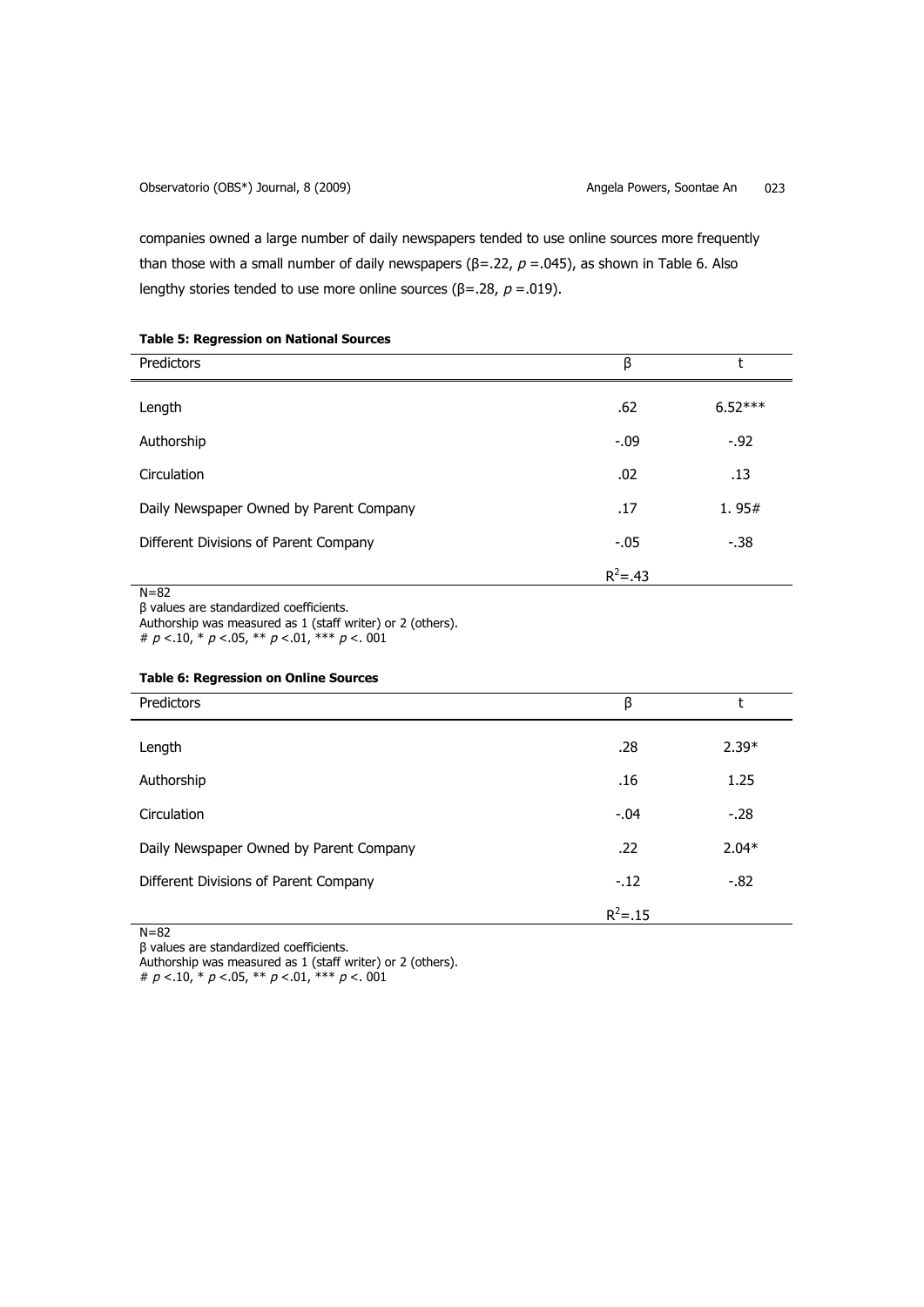companies owned a large number of daily newspapers tended to use online sources more frequently than those with a small number of daily newspapers (β=.22, $p$ =.045), as shown in Table 6. Also lengthy stories tended to use more online sources (β=.28, $p$ =.019).

**Table 5: Regression on National Sources**

| Predictors | β | t |
|---|---|---|
| Length | .62 | 6.52*** |
| Authorship | -.09 | -.92 |
| Circulation | .02 | .13 |
| Daily Newspaper Owned by Parent Company | .17 | 1. 95# |
| Different Divisions of Parent Company | -.05 | -.38 |
| | $R^2$=.43 | |

N=82
β values are standardized coefficients.
Authorship was measured as 1 (staff writer) or 2 (others).
# $p$ <.10, * $p$ <.05, ** $p$ <.01, *** $p$ <. 001

**Table 6: Regression on Online Sources**

| Predictors | β | t |
|---|---|---|
| Length | .28 | 2.39* |
| Authorship | .16 | 1.25 |
| Circulation | -.04 | -.28 |
| Daily Newspaper Owned by Parent Company | .22 | 2.04* |
| Different Divisions of Parent Company | -.12 | -.82 |
| | $R^2$=.15 | |

N=82
β values are standardized coefficients.
Authorship was measured as 1 (staff writer) or 2 (others).
# $p$ <.10, * $p$ <.05, ** $p$ <.01, *** $p$ <. 001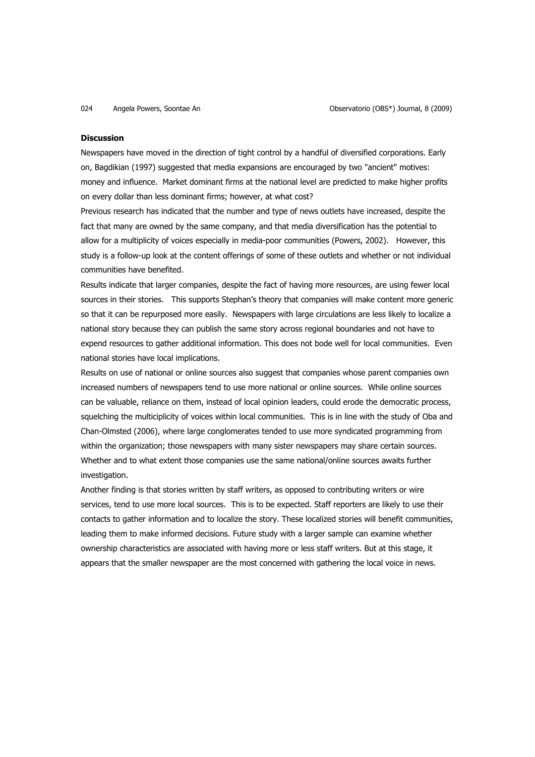**Discussion**

Newspapers have moved in the direction of tight control by a handful of diversified corporations. Early on, Bagdikian (1997) suggested that media expansions are encouraged by two "ancient" motives: money and influence. Market dominant firms at the national level are predicted to make higher profits on every dollar than less dominant firms; however, at what cost?

Previous research has indicated that the number and type of news outlets have increased, despite the fact that many are owned by the same company, and that media diversification has the potential to allow for a multiplicity of voices especially in media-poor communities (Powers, 2002). However, this study is a follow-up look at the content offerings of some of these outlets and whether or not individual communities have benefited.

Results indicate that larger companies, despite the fact of having more resources, are using fewer local sources in their stories. This supports Stephan's theory that companies will make content more generic so that it can be repurposed more easily. Newspapers with large circulations are less likely to localize a national story because they can publish the same story across regional boundaries and not have to expend resources to gather additional information. This does not bode well for local communities. Even national stories have local implications.

Results on use of national or online sources also suggest that companies whose parent companies own increased numbers of newspapers tend to use more national or online sources. While online sources can be valuable, reliance on them, instead of local opinion leaders, could erode the democratic process, squelching the multiciplicity of voices within local communities. This is in line with the study of Oba and Chan-Olmsted (2006), where large conglomerates tended to use more syndicated programming from within the organization; those newspapers with many sister newspapers may share certain sources. Whether and to what extent those companies use the same national/online sources awaits further investigation.

Another finding is that stories written by staff writers, as opposed to contributing writers or wire services, tend to use more local sources. This is to be expected. Staff reporters are likely to use their contacts to gather information and to localize the story. These localized stories will benefit communities, leading them to make informed decisions. Future study with a larger sample can examine whether ownership characteristics are associated with having more or less staff writers. But at this stage, it appears that the smaller newspaper are the most concerned with gathering the local voice in news.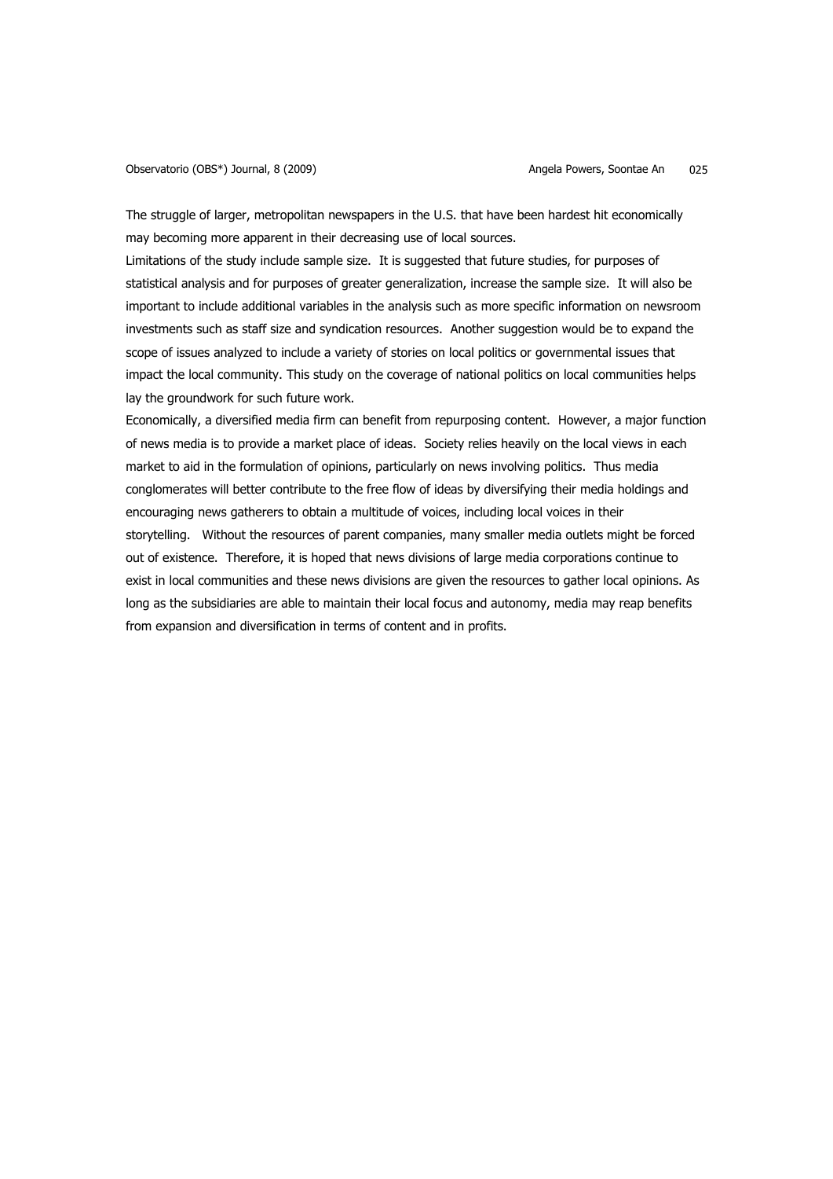The struggle of larger, metropolitan newspapers in the U.S. that have been hardest hit economically may becoming more apparent in their decreasing use of local sources.

Limitations of the study include sample size. It is suggested that future studies, for purposes of statistical analysis and for purposes of greater generalization, increase the sample size. It will also be important to include additional variables in the analysis such as more specific information on newsroom investments such as staff size and syndication resources. Another suggestion would be to expand the scope of issues analyzed to include a variety of stories on local politics or governmental issues that impact the local community. This study on the coverage of national politics on local communities helps lay the groundwork for such future work.

Economically, a diversified media firm can benefit from repurposing content. However, a major function of news media is to provide a market place of ideas. Society relies heavily on the local views in each market to aid in the formulation of opinions, particularly on news involving politics. Thus media conglomerates will better contribute to the free flow of ideas by diversifying their media holdings and encouraging news gatherers to obtain a multitude of voices, including local voices in their storytelling. Without the resources of parent companies, many smaller media outlets might be forced out of existence. Therefore, it is hoped that news divisions of large media corporations continue to exist in local communities and these news divisions are given the resources to gather local opinions. As long as the subsidiaries are able to maintain their local focus and autonomy, media may reap benefits from expansion and diversification in terms of content and in profits.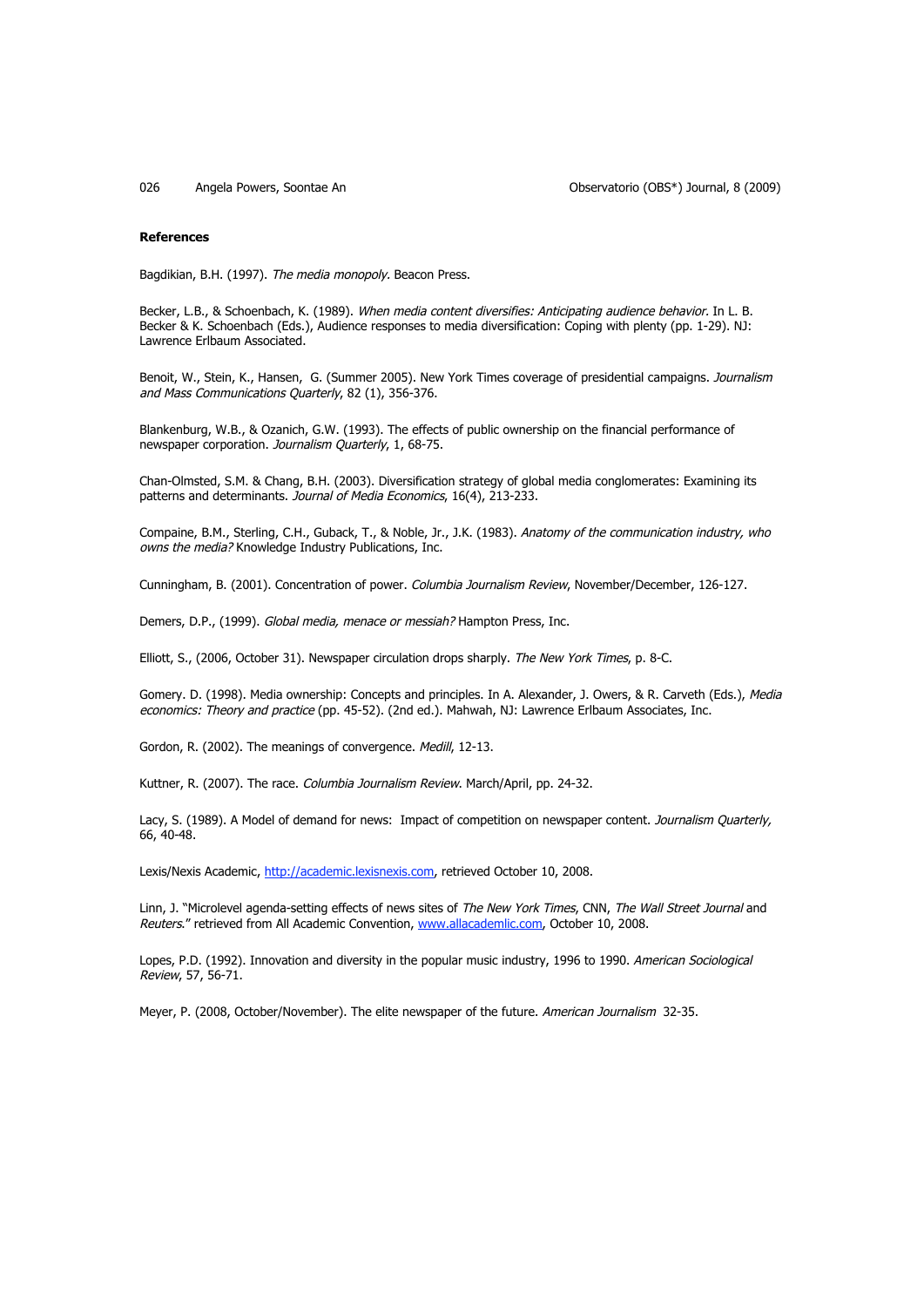**References**

Bagdikian, B.H. (1997). *The media monopoly.* Beacon Press.

Becker, L.B., & Schoenbach, K. (1989). *When media content diversifies: Anticipating audience behavior.* In L. B. Becker & K. Schoenbach (Eds.), Audience responses to media diversification: Coping with plenty (pp. 1-29). NJ: Lawrence Erlbaum Associated.

Benoit, W., Stein, K., Hansen, G. (Summer 2005). New York Times coverage of presidential campaigns. *Journalism and Mass Communications Quarterly*, 82 (1), 356-376.

Blankenburg, W.B., & Ozanich, G.W. (1993). The effects of public ownership on the financial performance of newspaper corporation. *Journalism Quarterly*, 1, 68-75.

Chan-Olmsted, S.M. & Chang, B.H. (2003). Diversification strategy of global media conglomerates: Examining its patterns and determinants. *Journal of Media Economics*, 16(4), 213-233.

Compaine, B.M., Sterling, C.H., Guback, T., & Noble, Jr., J.K. (1983). *Anatomy of the communication industry, who owns the media?* Knowledge Industry Publications, Inc.

Cunningham, B. (2001). Concentration of power. *Columbia Journalism Review*, November/December, 126-127.

Demers, D.P., (1999). *Global media, menace or messiah?* Hampton Press, Inc.

Elliott, S., (2006, October 31). Newspaper circulation drops sharply. *The New York Times*, p. 8-C.

Gomery. D. (1998). Media ownership: Concepts and principles. In A. Alexander, J. Owers, & R. Carveth (Eds.), *Media economics: Theory and practice* (pp. 45-52). (2nd ed.). Mahwah, NJ: Lawrence Erlbaum Associates, Inc.

Gordon, R. (2002). The meanings of convergence. *Medill*, 12-13.

Kuttner, R. (2007). The race. *Columbia Journalism Review*. March/April, pp. 24-32.

Lacy, S. (1989). A Model of demand for news: Impact of competition on newspaper content. *Journalism Quarterly,* 66, 40-48.

Lexis/Nexis Academic, http://academic.lexisnexis.com, retrieved October 10, 2008.

Linn, J. "Microlevel agenda-setting effects of news sites of *The New York Times*, CNN, *The Wall Street Journal* and *Reuters*." retrieved from All Academic Convention, www.allacademlic.com, October 10, 2008.

Lopes, P.D. (1992). Innovation and diversity in the popular music industry, 1996 to 1990. *American Sociological Review*, 57, 56-71.

Meyer, P. (2008, October/November). The elite newspaper of the future. *American Journalism* 32-35.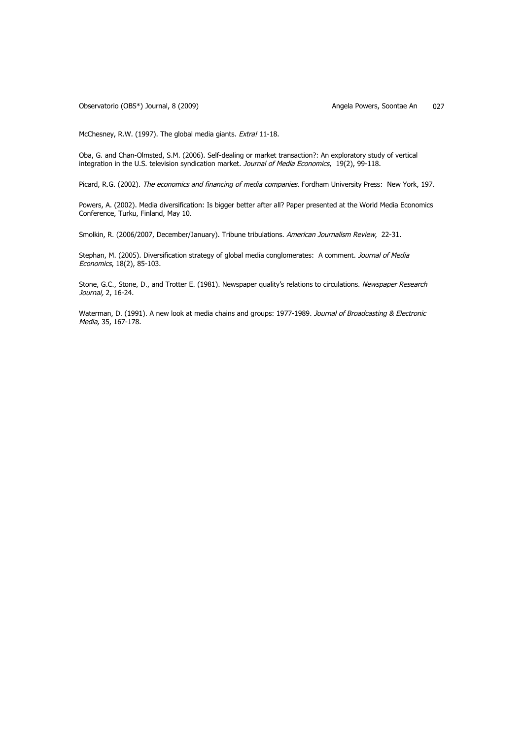McChesney, R.W. (1997). The global media giants. *Extra!* 11-18.

Oba, G. and Chan-Olmsted, S.M. (2006). Self-dealing or market transaction?: An exploratory study of vertical integration in the U.S. television syndication market. *Journal of Media Economics*, 19(2), 99-118.

Picard, R.G. (2002). *The economics and financing of media companies*. Fordham University Press: New York, 197.

Powers, A. (2002). Media diversification: Is bigger better after all? Paper presented at the World Media Economics Conference, Turku, Finland, May 10.

Smolkin, R. (2006/2007, December/January). Tribune tribulations. *American Journalism Review*, 22-31.

Stephan, M. (2005). Diversification strategy of global media conglomerates: A comment. *Journal of Media Economics*, 18(2), 85-103.

Stone, G.C., Stone, D., and Trotter E. (1981). Newspaper quality's relations to circulations. *Newspaper Research Journal,* 2, 16-24.

Waterman, D. (1991). A new look at media chains and groups: 1977-1989. *Journal of Broadcasting & Electronic Media*, 35, 167-178.